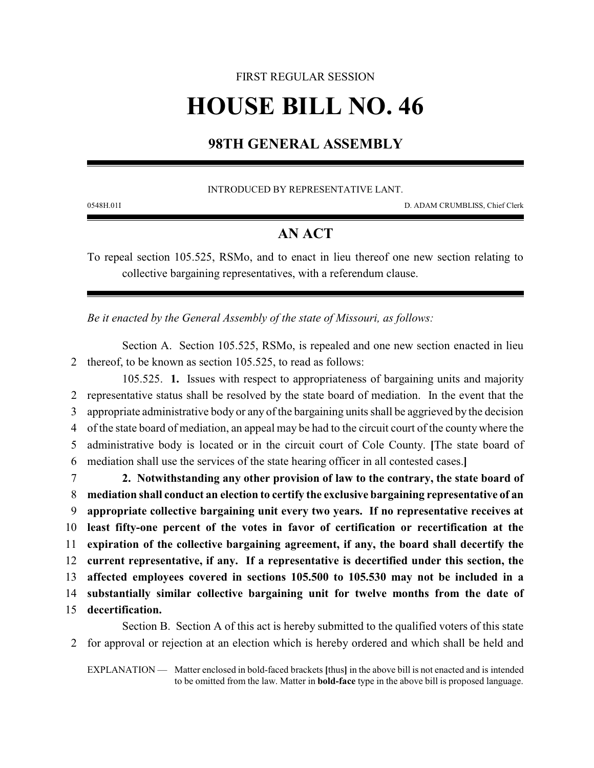FIRST REGULAR SESSION

# HOUSE BILL NO. 46

## 98TH GENERAL ASSEMBLY

INTRODUCED BY REPRESENTATIVE LANT.

0548H.01I D. ADAM CRUMBLISS, Chief Clerk

## AN ACT

To repeal section 105.525, RSMo, and to enact in lieu thereof one new section relating to collective bargaining representatives, with a referendum clause.

*Be it enacted by the General Assembly of the state of Missouri, as follows:*

Section A. Section 105.525, RSMo, is repealed and one new section enacted in lieu thereof, to be known as section 105.525, to read as follows:

105.525. **1.** Issues with respect to appropriateness of bargaining units and majority representative status shall be resolved by the state board of mediation. In the event that the appropriate administrative body or any of the bargaining units shall be aggrieved by the decision of the state board of mediation, an appeal may be had to the circuit court of the county where the administrative body is located or in the circuit court of Cole County. **[**The state board of mediation shall use the services of the state hearing officer in all contested cases.**]**

**2. Notwithstanding any other provision of law to the contrary, the state board of mediation shall conduct an election to certify the exclusive bargaining representative of an appropriate collective bargaining unit every two years. If no representative receives at least fifty-one percent of the votes in favor of certification or recertification at the expiration of the collective bargaining agreement, if any, the board shall decertify the current representative, if any. If a representative is decertified under this section, the affected employees covered in sections 105.500 to 105.530 may not be included in a substantially similar collective bargaining unit for twelve months from the date of decertification.**

Section B. Section A of this act is hereby submitted to the qualified voters of this state for approval or rejection at an election which is hereby ordered and which shall be held and

EXPLANATION — Matter enclosed in bold-faced brackets **[**thus**]** in the above bill is not enacted and is intended to be omitted from the law. Matter in **bold-face** type in the above bill is proposed language.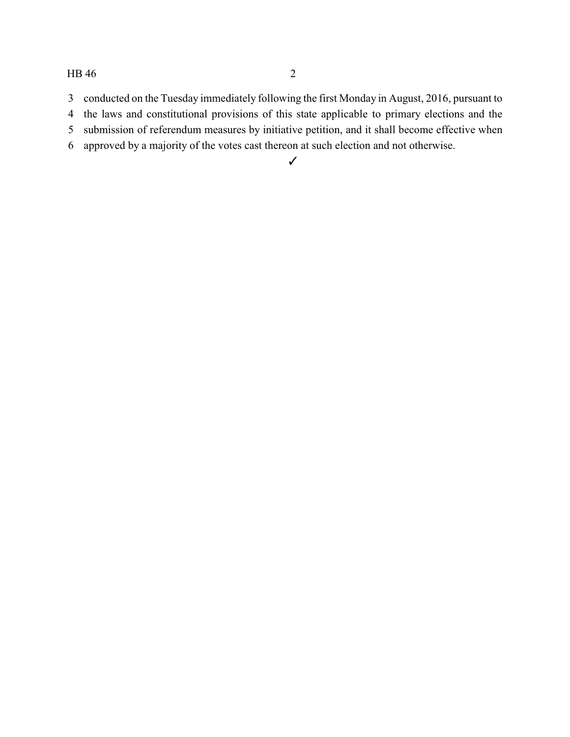3 conducted on the Tuesday immediately following the first Monday in August, 2016, pursuant to
4 the laws and constitutional provisions of this state applicable to primary elections and the
5 submission of referendum measures by initiative petition, and it shall become effective when
6 approved by a majority of the votes cast thereon at such election and not otherwise.

✓